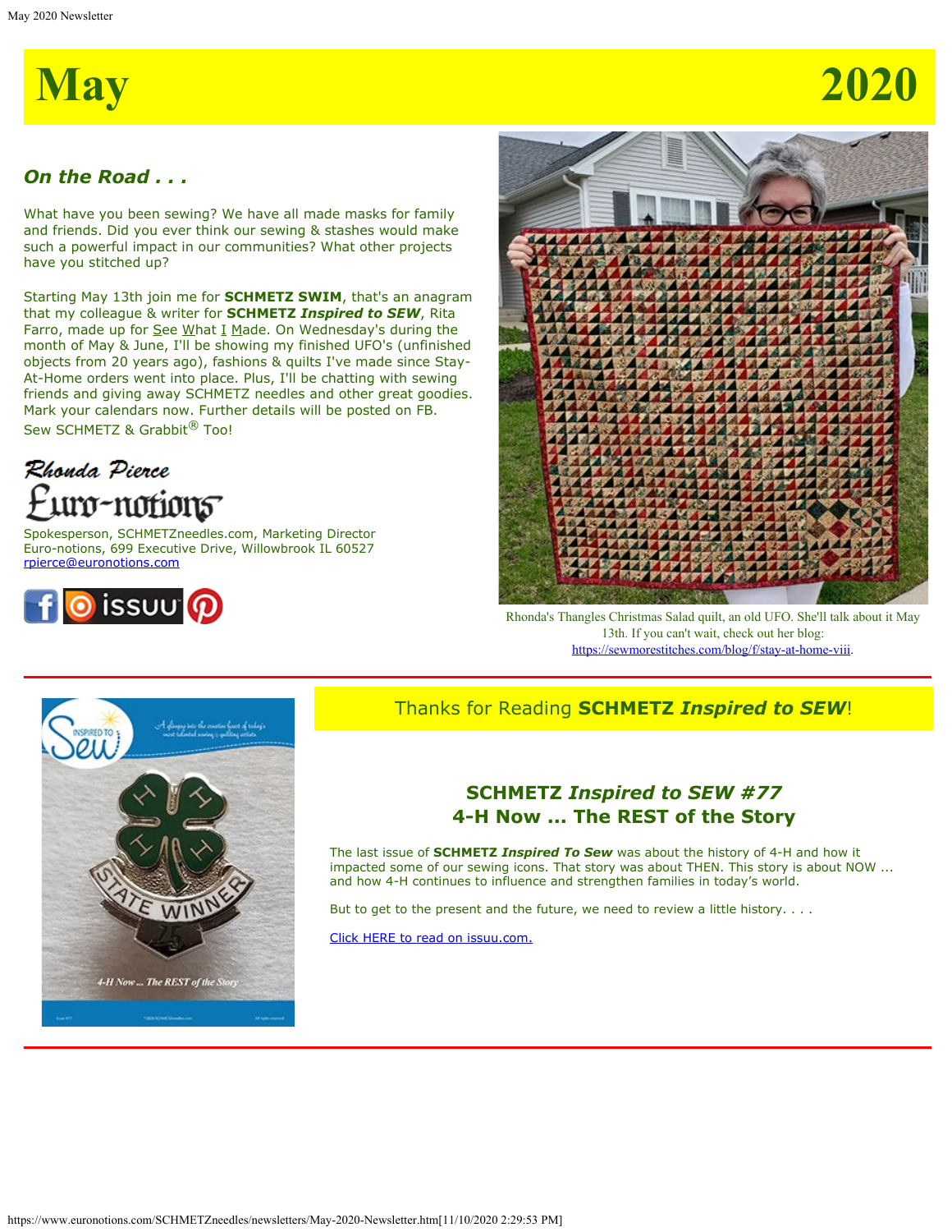# May 2020

## *On the Road . . .*

What have you been sewing? We have all made masks for family and friends. Did you ever think our sewing & stashes would make such a powerful impact in our communities? What other projects have you stitched up?

Starting May 13th join me for **SCHMETZ SWIM**, that's an anagram that my colleague & writer for **SCHMETZ *Inspired to SEW***, Rita Farro, made up for See What I Made. On Wednesday's during the month of May & June, I'll be showing my finished UFO's (unfinished objects from 20 years ago), fashions & quilts I've made since Stay-At-Home orders went into place. Plus, I'll be chatting with sewing friends and giving away SCHMETZ needles and other great goodies. Mark your calendars now. Further details will be posted on FB.
Sew SCHMETZ & Grabbit® Too!

Rhonda Pierce
Euro-notions

Spokesperson, SCHMETZneedles.com, Marketing Director
Euro-notions, 699 Executive Drive, Willowbrook IL 60527
[rpierce@euronotions.com](mailto:rpierce@euronotions.com)

Rhonda's Thangles Christmas Salad quilt, an old UFO. She'll talk about it May 13th. If you can't wait, check out her blog: [https://sewmorestitches.com/blog/f/stay-at-home-viii](https://sewmorestitches.com/blog/f/stay-at-home-viii).

---

Thanks for Reading **SCHMETZ *Inspired to SEW***!

### SCHMETZ *Inspired to SEW #77*
### 4-H Now ... The REST of the Story

The last issue of **SCHMETZ *Inspired To Sew*** was about the history of 4-H and how it impacted some of our sewing icons. That story was about THEN. This story is about NOW ... and how 4-H continues to influence and strengthen families in today's world.

But to get to the present and the future, we need to review a little history. . . .

[Click HERE to read on issuu.com.]()

---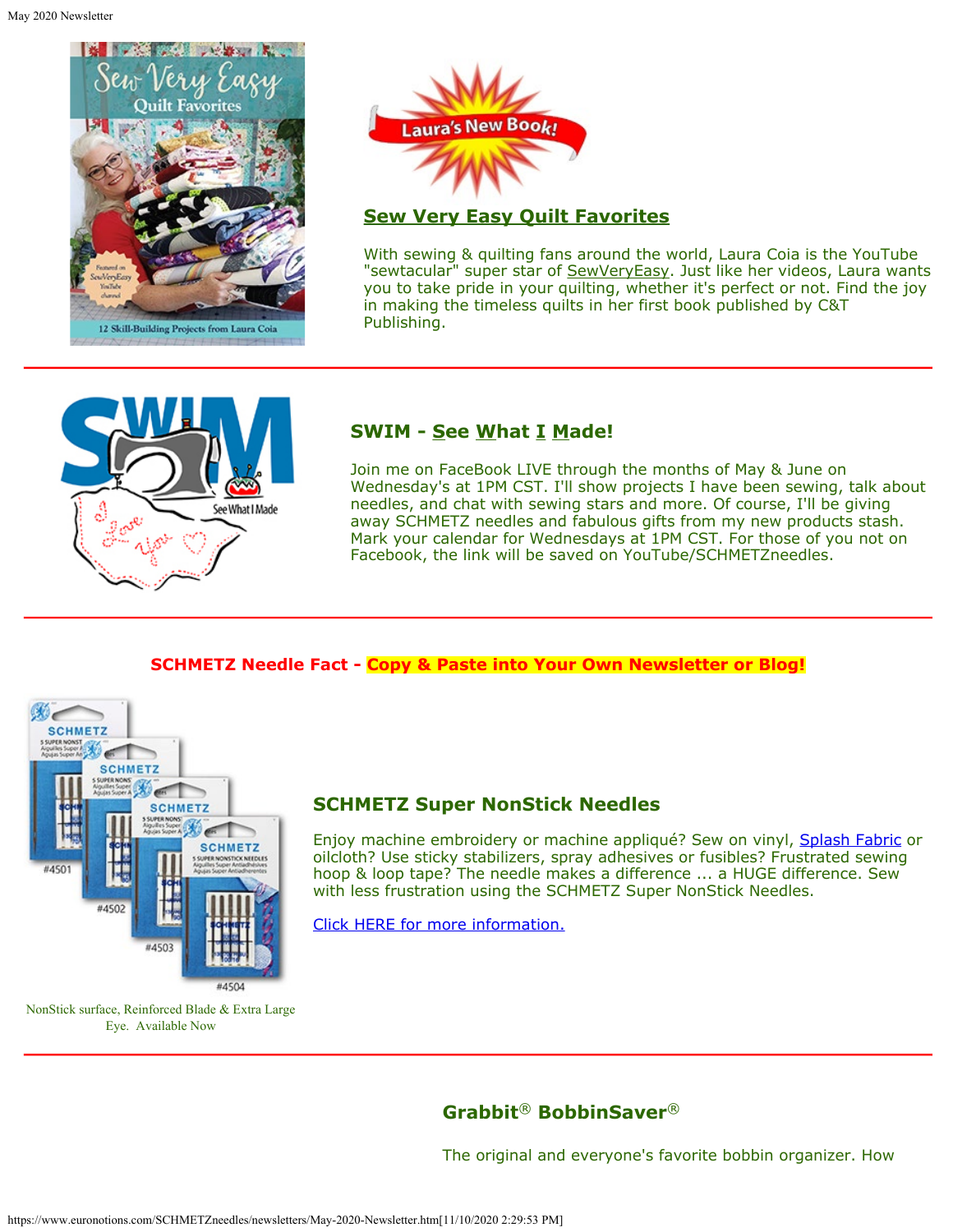## Sew Very Easy Quilt Favorites

With sewing & quilting fans around the world, Laura Coia is the YouTube "sewtacular" super star of SewVeryEasy. Just like her videos, Laura wants you to take pride in your quilting, whether it's perfect or not. Find the joy in making the timeless quilts in her first book published by C&T Publishing.

---

## SWIM - See What I Made!

Join me on FaceBook LIVE through the months of May & June on Wednesday's at 1PM CST. I'll show projects I have been sewing, talk about needles, and chat with sewing stars and more. Of course, I'll be giving away SCHMETZ needles and fabulous gifts from my new products stash. Mark your calendar for Wednesdays at 1PM CST. For those of you not on Facebook, the link will be saved on YouTube/SCHMETZneedles.

---

**SCHMETZ Needle Fact - Copy & Paste into Your Own Newsletter or Blog!**

NonStick surface, Reinforced Blade & Extra Large Eye. Available Now

## SCHMETZ Super NonStick Needles

Enjoy machine embroidery or machine appliqué? Sew on vinyl, Splash Fabric or oilcloth? Use sticky stabilizers, spray adhesives or fusibles? Frustrated sewing hoop & loop tape? The needle makes a difference ... a HUGE difference. Sew with less frustration using the SCHMETZ Super NonStick Needles.

Click HERE for more information.

---

## Grabbit® BobbinSaver®

The original and everyone's favorite bobbin organizer. How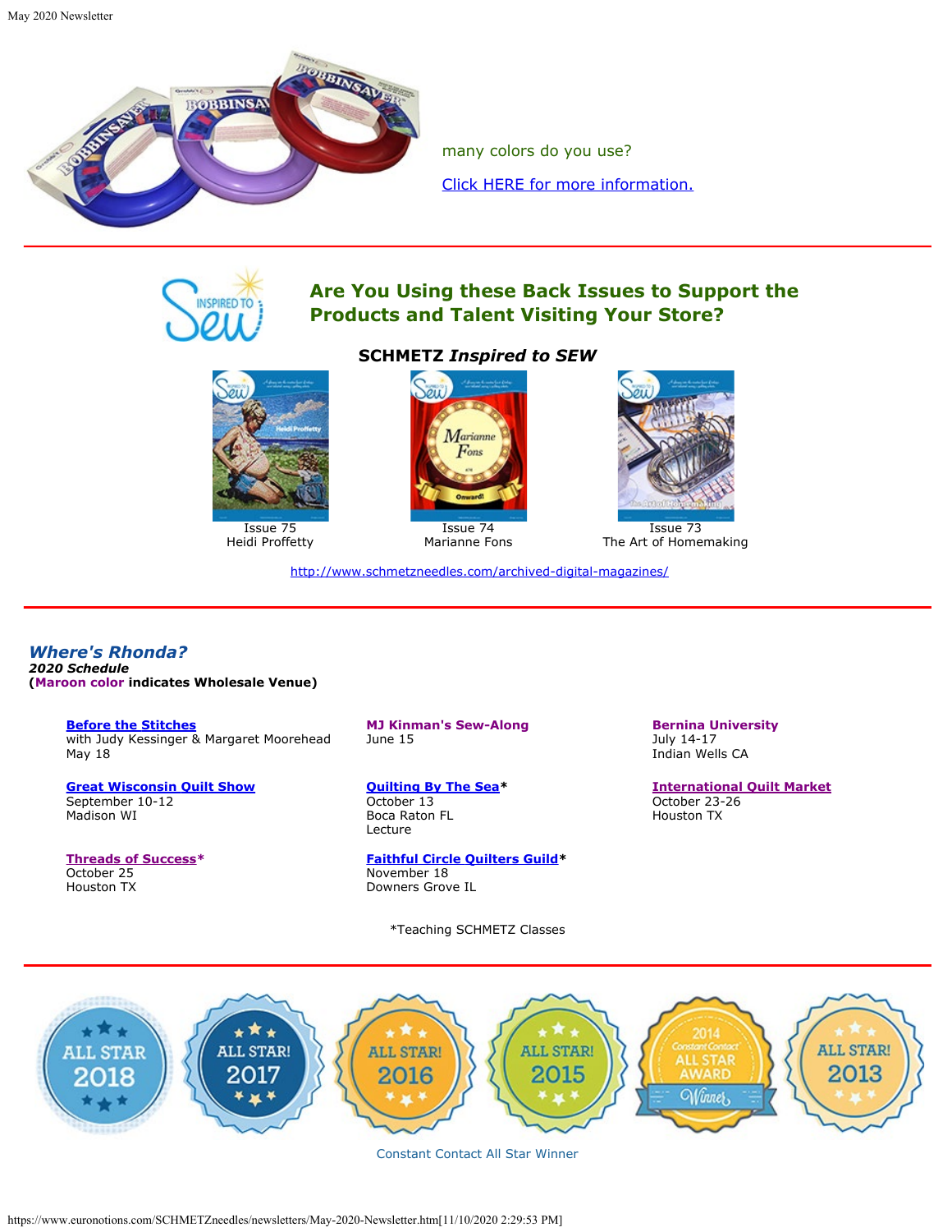many colors do you use?

[Click HERE for more information.](#)

---

## Are You Using these Back Issues to Support the Products and Talent Visiting Your Store?

**SCHMETZ *Inspired to SEW***

Issue 75
Heidi Proffetty

Issue 74
Marianne Fons

Issue 73
The Art of Homemaking

http://www.schmetzneedles.com/archived-digital-magazines/

---

## *Where's Rhonda?*

***2020 Schedule***

**(Maroon color indicates Wholesale Venue)**

**Before the Stitches**
with Judy Kessinger & Margaret Moorehead
May 18

**MJ Kinman's Sew-Along**
June 15

**Bernina University**
July 14-17
Indian Wells CA

**Great Wisconsin Quilt Show**
September 10-12
Madison WI

**Quilting By The Sea***
October 13
Boca Raton FL
Lecture

**International Quilt Market**
October 23-26
Houston TX

**Threads of Success***
October 25
Houston TX

**Faithful Circle Quilters Guild***
November 18
Downers Grove IL

*Teaching SCHMETZ Classes

---

ALL STAR 2018 | ALL STAR! 2017 | ALL STAR! 2016 | ALL STAR! 2015 | 2014 Constant Contact ALL STAR AWARD Winner | ALL STAR! 2013

Constant Contact All Star Winner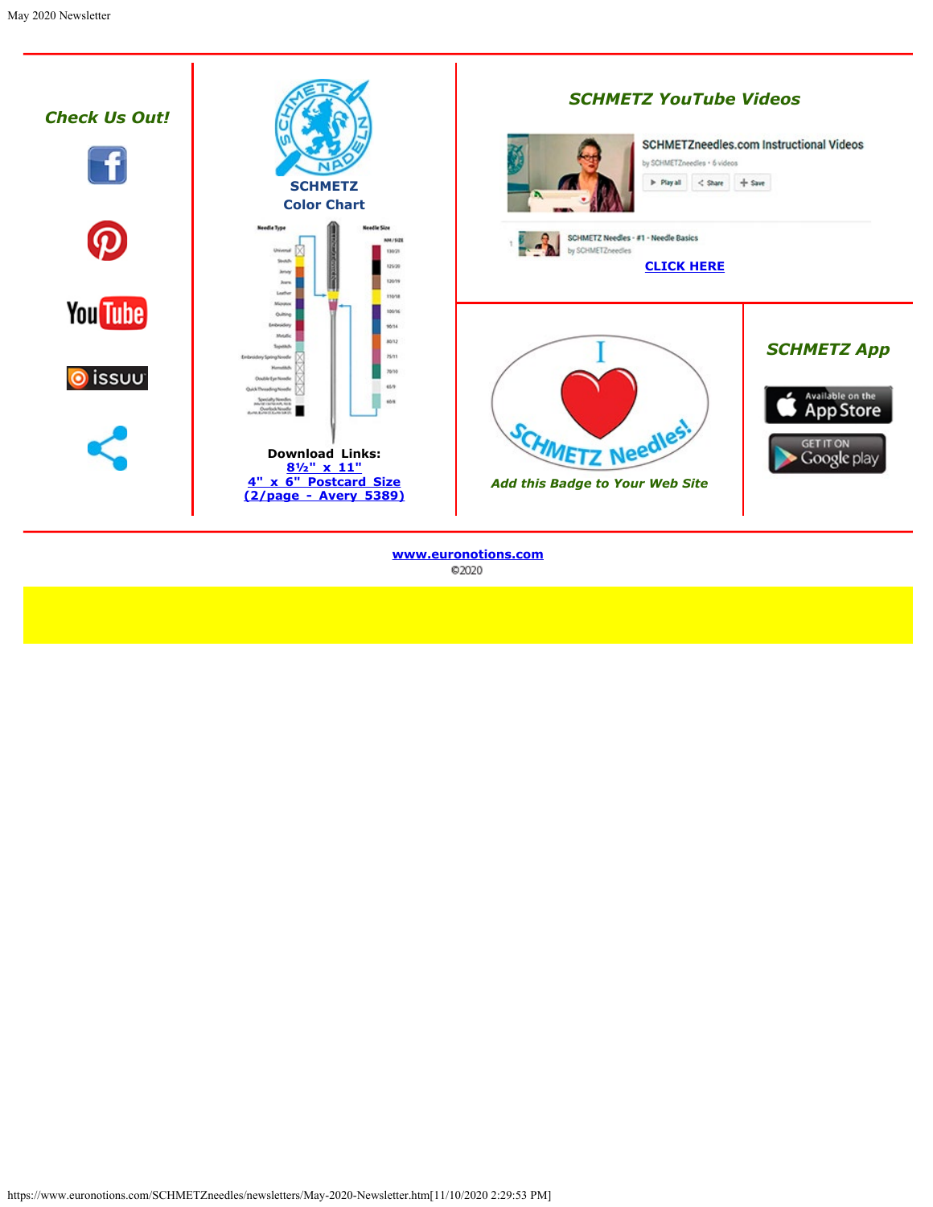## Check Us Out!

**SCHMETZ**
**Color Chart**

**Download Links:**
8½" x 11"
4" x 6" Postcard Size
(2/page - Avery 5389)

## SCHMETZ YouTube Videos

CLICK HERE

Add this Badge to Your Web Site

## SCHMETZ App

www.euronotions.com
©2020